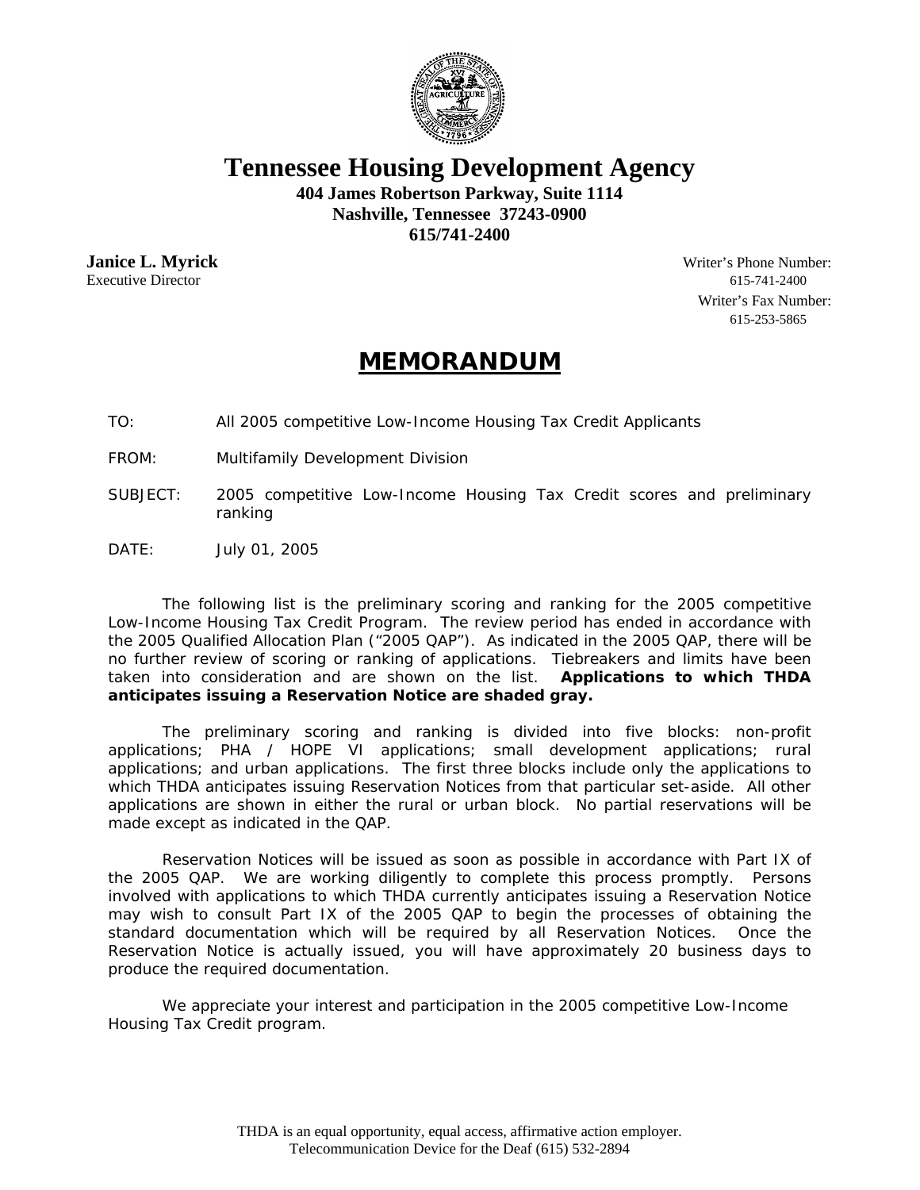# Tennessee Housing Development Agency

**404 James Robertson Parkway, Suite 1114**
**Nashville, Tennessee 37243-0900**
**615/741-2400**

**Janice L. Myrick**
Executive Director

Writer's Phone Number:
615-741-2400
Writer's Fax Number:
615-253-5865

## MEMORANDUM

TO: All 2005 competitive Low-Income Housing Tax Credit Applicants

FROM: Multifamily Development Division

SUBJECT: 2005 competitive Low-Income Housing Tax Credit scores and preliminary ranking

DATE: July 01, 2005

The following list is the preliminary scoring and ranking for the 2005 competitive Low-Income Housing Tax Credit Program. The review period has ended in accordance with the 2005 Qualified Allocation Plan ("2005 QAP"). As indicated in the 2005 QAP, there will be no further review of scoring or ranking of applications. Tiebreakers and limits have been taken into consideration and are shown on the list. **Applications to which THDA anticipates issuing a Reservation Notice are shaded gray.**

The preliminary scoring and ranking is divided into five blocks: non-profit applications; PHA / HOPE VI applications; small development applications; rural applications; and urban applications. The first three blocks include only the applications to which THDA anticipates issuing Reservation Notices from that particular set-aside. All other applications are shown in either the rural or urban block. No partial reservations will be made except as indicated in the QAP.

Reservation Notices will be issued as soon as possible in accordance with Part IX of the 2005 QAP. We are working diligently to complete this process promptly. Persons involved with applications to which THDA currently anticipates issuing a Reservation Notice may wish to consult Part IX of the 2005 QAP to begin the processes of obtaining the standard documentation which will be required by all Reservation Notices. Once the Reservation Notice is actually issued, you will have approximately 20 business days to produce the required documentation.

We appreciate your interest and participation in the 2005 competitive Low-Income Housing Tax Credit program.

THDA is an equal opportunity, equal access, affirmative action employer.
Telecommunication Device for the Deaf (615) 532-2894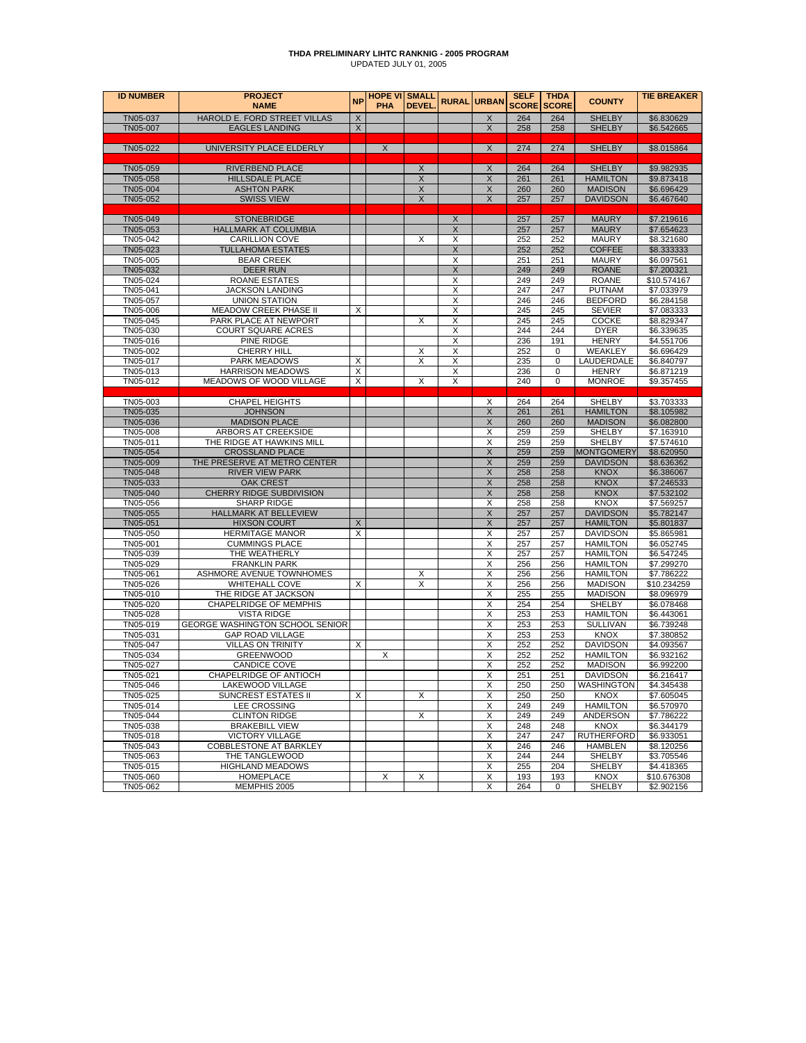**THDA PRELIMINARY LIHTC RANKNIG - 2005 PROGRAM**
UPDATED JULY 01, 2005

| ID NUMBER | PROJECT NAME | NP | HOPE VI PHA | SMALL DEVEL. | RURAL | URBAN | SELF SCORE | THDA SCORE | COUNTY | TIE BREAKER |
|---|---|---|---|---|---|---|---|---|---|---|
| TN05-037 | HAROLD E. FORD STREET VILLAS | X | | | | X | 264 | 264 | SHELBY | $6.830629 |
| TN05-007 | EAGLES LANDING | X | | | | X | 258 | 258 | SHELBY | $6.542665 |
| | | | | | | | | | | |
| TN05-022 | UNIVERSITY PLACE ELDERLY | | X | | | X | 274 | 274 | SHELBY | $8.015864 |
| | | | | | | | | | | |
| TN05-059 | RIVERBEND PLACE | | | X | | X | 264 | 264 | SHELBY | $9.982935 |
| TN05-058 | HILLSDALE PLACE | | | X | | X | 261 | 261 | HAMILTON | $9.873418 |
| TN05-004 | ASHTON PARK | | | X | | X | 260 | 260 | MADISON | $6.696429 |
| TN05-052 | SWISS VIEW | | | X | | X | 257 | 257 | DAVIDSON | $6.467640 |
| | | | | | | | | | | |
| TN05-049 | STONEBRIDGE | | | | X | | 257 | 257 | MAURY | $7.219616 |
| TN05-053 | HALLMARK AT COLUMBIA | | | | X | | 257 | 257 | MAURY | $7.654623 |
| TN05-042 | CARILLION COVE | | | X | X | | 252 | 252 | MAURY | $8.321680 |
| TN05-023 | TULLAHOMA ESTATES | | | | X | | 252 | 252 | COFFEE | $8.333333 |
| TN05-005 | BEAR CREEK | | | | X | | 251 | 251 | MAURY | $6.097561 |
| TN05-032 | DEER RUN | | | | X | | 249 | 249 | ROANE | $7.200321 |
| TN05-024 | ROANE ESTATES | | | | X | | 249 | 249 | ROANE | $10.574167 |
| TN05-041 | JACKSON LANDING | | | | X | | 247 | 247 | PUTNAM | $7.033979 |
| TN05-057 | UNION STATION | | | | X | | 246 | 246 | BEDFORD | $6.284158 |
| TN05-006 | MEADOW CREEK PHASE II | X | | | X | | 245 | 245 | SEVIER | $7.083333 |
| TN05-045 | PARK PLACE AT NEWPORT | | | X | X | | 245 | 245 | COCKE | $8.829347 |
| TN05-030 | COURT SQUARE ACRES | | | | X | | 244 | 244 | DYER | $6.339635 |
| TN05-016 | PINE RIDGE | | | | X | | 236 | 191 | HENRY | $4.551706 |
| TN05-002 | CHERRY HILL | | | X | X | | 252 | 0 | WEAKLEY | $6.696429 |
| TN05-017 | PARK MEADOWS | X | | X | X | | 235 | 0 | LAUDERDALE | $6.840797 |
| TN05-013 | HARRISON MEADOWS | X | | | X | | 236 | 0 | HENRY | $6.871219 |
| TN05-012 | MEADOWS OF WOOD VILLAGE | X | | X | X | | 240 | 0 | MONROE | $9.357455 |
| | | | | | | | | | | |
| TN05-003 | CHAPEL HEIGHTS | | | | | X | 264 | 264 | SHELBY | $3.703333 |
| TN05-035 | JOHNSON | | | | | X | 261 | 261 | HAMILTON | $8.105982 |
| TN05-036 | MADISON PLACE | | | | | X | 260 | 260 | MADISON | $6.082800 |
| TN05-008 | ARBORS AT CREEKSIDE | | | | | X | 259 | 259 | SHELBY | $7.163910 |
| TN05-011 | THE RIDGE AT HAWKINS MILL | | | | | X | 259 | 259 | SHELBY | $7.574610 |
| TN05-054 | CROSSLAND PLACE | | | | | X | 259 | 259 | MONTGOMERY | $8.620950 |
| TN05-009 | THE PRESERVE AT METRO CENTER | | | | | X | 259 | 259 | DAVIDSON | $8.636362 |
| TN05-048 | RIVER VIEW PARK | | | | | X | 258 | 258 | KNOX | $6.386067 |
| TN05-033 | OAK CREST | | | | | X | 258 | 258 | KNOX | $7.246533 |
| TN05-040 | CHERRY RIDGE SUBDIVISION | | | | | X | 258 | 258 | KNOX | $7.532102 |
| TN05-056 | SHARP RIDGE | | | | | X | 258 | 258 | KNOX | $7.569257 |
| TN05-055 | HALLMARK AT BELLEVIEW | | | | | X | 257 | 257 | DAVIDSON | $5.782147 |
| TN05-051 | HIXSON COURT | X | | | | X | 257 | 257 | HAMILTON | $5.801837 |
| TN05-050 | HERMITAGE MANOR | X | | | | X | 257 | 257 | DAVIDSON | $5.865981 |
| TN05-001 | CUMMINGS PLACE | | | | | X | 257 | 257 | HAMILTON | $6.052745 |
| TN05-039 | THE WEATHERLY | | | | | X | 257 | 257 | HAMILTON | $6.547245 |
| TN05-029 | FRANKLIN PARK | | | | | X | 256 | 256 | HAMILTON | $7.299270 |
| TN05-061 | ASHMORE AVENUE TOWNHOMES | | | X | | X | 256 | 256 | HAMILTON | $7.786222 |
| TN05-026 | WHITEHALL COVE | X | | X | | X | 256 | 256 | MADISON | $10.234259 |
| TN05-010 | THE RIDGE AT JACKSON | | | | | X | 255 | 255 | MADISON | $8.096979 |
| TN05-020 | CHAPELRIDGE OF MEMPHIS | | | | | X | 254 | 254 | SHELBY | $6.078468 |
| TN05-028 | VISTA RIDGE | | | | | X | 253 | 253 | HAMILTON | $6.443061 |
| TN05-019 | GEORGE WASHINGTON SCHOOL SENIOR | | | | | X | 253 | 253 | SULLIVAN | $6.739248 |
| TN05-031 | GAP ROAD VILLAGE | | | | | X | 253 | 253 | KNOX | $7.380852 |
| TN05-047 | VILLAS ON TRINITY | X | | | | X | 252 | 252 | DAVIDSON | $4.093567 |
| TN05-034 | GREENWOOD | | X | | | X | 252 | 252 | HAMILTON | $6.932162 |
| TN05-027 | CANDICE COVE | | | | | X | 252 | 252 | MADISON | $6.992200 |
| TN05-021 | CHAPELRIDGE OF ANTIOCH | | | | | X | 251 | 251 | DAVIDSON | $6.216417 |
| TN05-046 | LAKEWOOD VILLAGE | | | | | X | 250 | 250 | WASHINGTON | $4.345438 |
| TN05-025 | SUNCREST ESTATES II | X | | X | | X | 250 | 250 | KNOX | $7.605045 |
| TN05-014 | LEE CROSSING | | | | | X | 249 | 249 | HAMILTON | $6.570970 |
| TN05-044 | CLINTON RIDGE | | | X | | X | 249 | 249 | ANDERSON | $7.786222 |
| TN05-038 | BRAKEBILL VIEW | | | | | X | 248 | 248 | KNOX | $6.344179 |
| TN05-018 | VICTORY VILLAGE | | | | | X | 247 | 247 | RUTHERFORD | $6.933051 |
| TN05-043 | COBBLESTONE AT BARKLEY | | | | | X | 246 | 246 | HAMBLEN | $8.120256 |
| TN05-063 | THE TANGLEWOOD | | | | | X | 244 | 244 | SHELBY | $3.705546 |
| TN05-015 | HIGHLAND MEADOWS | | | | | X | 255 | 204 | SHELBY | $4.418365 |
| TN05-060 | HOMEPLACE | | X | X | | X | 193 | 193 | KNOX | $10.676308 |
| TN05-062 | MEMPHIS 2005 | | | | | X | 264 | 0 | SHELBY | $2.902156 |